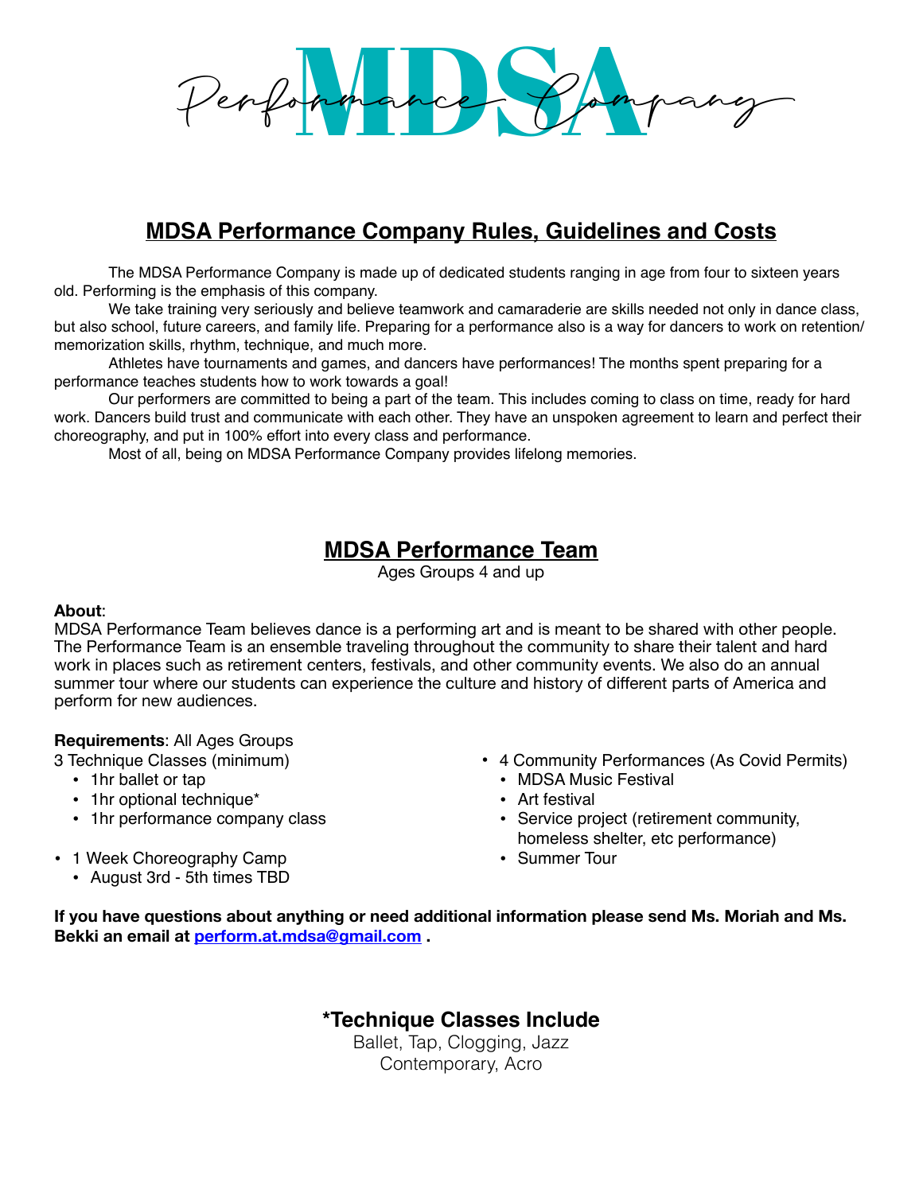# MDSA Performance Company

## MDSA Performance Company Rules, Guidelines and Costs

The MDSA Performance Company is made up of dedicated students ranging in age from four to sixteen years old. Performing is the emphasis of this company.

We take training very seriously and believe teamwork and camaraderie are skills needed not only in dance class, but also school, future careers, and family life. Preparing for a performance also is a way for dancers to work on retention/ memorization skills, rhythm, technique, and much more.

Athletes have tournaments and games, and dancers have performances! The months spent preparing for a performance teaches students how to work towards a goal!

Our performers are committed to being a part of the team. This includes coming to class on time, ready for hard work. Dancers build trust and communicate with each other. They have an unspoken agreement to learn and perfect their choreography, and put in 100% effort into every class and performance.

Most of all, being on MDSA Performance Company provides lifelong memories.

## MDSA Performance Team

Ages Groups 4 and up

**About**:
MDSA Performance Team believes dance is a performing art and is meant to be shared with other people. The Performance Team is an ensemble traveling throughout the community to share their talent and hard work in places such as retirement centers, festivals, and other community events. We also do an annual summer tour where our students can experience the culture and history of different parts of America and perform for new audiences.

**Requirements**: All Ages Groups

3 Technique Classes (minimum)
- 1hr ballet or tap
- 1hr optional technique*
- 1hr performance company class

- 1 Week Choreography Camp
  - August 3rd - 5th times TBD

- 4 Community Performances (As Covid Permits)
  - MDSA Music Festival
  - Art festival
  - Service project (retirement community, homeless shelter, etc performance)
  - Summer Tour

**If you have questions about anything or need additional information please send Ms. Moriah and Ms. Bekki an email at perform.at.mdsa@gmail.com .**

### *Technique Classes Include

Ballet, Tap, Clogging, Jazz
Contemporary, Acro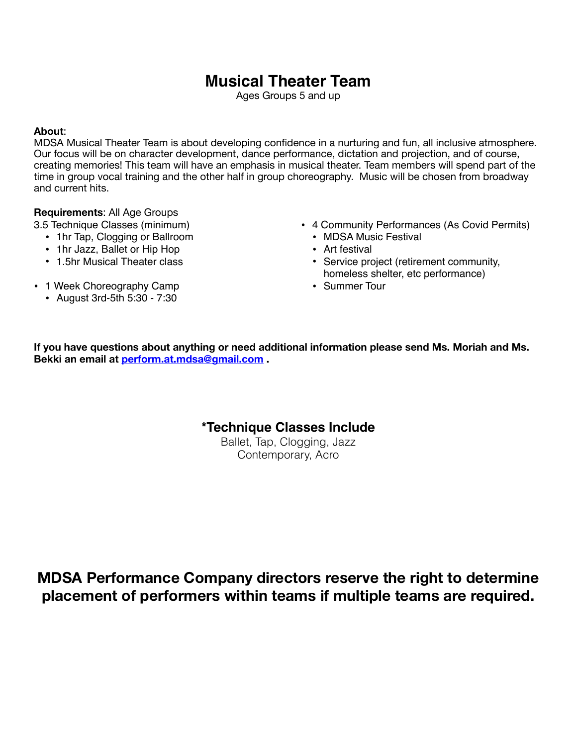# Musical Theater Team

Ages Groups 5 and up

**About**:
MDSA Musical Theater Team is about developing confidence in a nurturing and fun, all inclusive atmosphere. Our focus will be on character development, dance performance, dictation and projection, and of course, creating memories! This team will have an emphasis in musical theater. Team members will spend part of the time in group vocal training and the other half in group choreography. Music will be chosen from broadway and current hits.

**Requirements**: All Age Groups

3.5 Technique Classes (minimum)
- 1hr Tap, Clogging or Ballroom
- 1hr Jazz, Ballet or Hip Hop
- 1.5hr Musical Theater class

- 1 Week Choreography Camp
  - August 3rd-5th 5:30 - 7:30

- 4 Community Performances (As Covid Permits)
  - MDSA Music Festival
  - Art festival
  - Service project (retirement community, homeless shelter, etc performance)
  - Summer Tour

**If you have questions about anything or need additional information please send Ms. Moriah and Ms. Bekki an email at [perform.at.mdsa@gmail.com](mailto:perform.at.mdsa@gmail.com) .**

## *Technique Classes Include

Ballet, Tap, Clogging, Jazz
Contemporary, Acro

## MDSA Performance Company directors reserve the right to determine placement of performers within teams if multiple teams are required.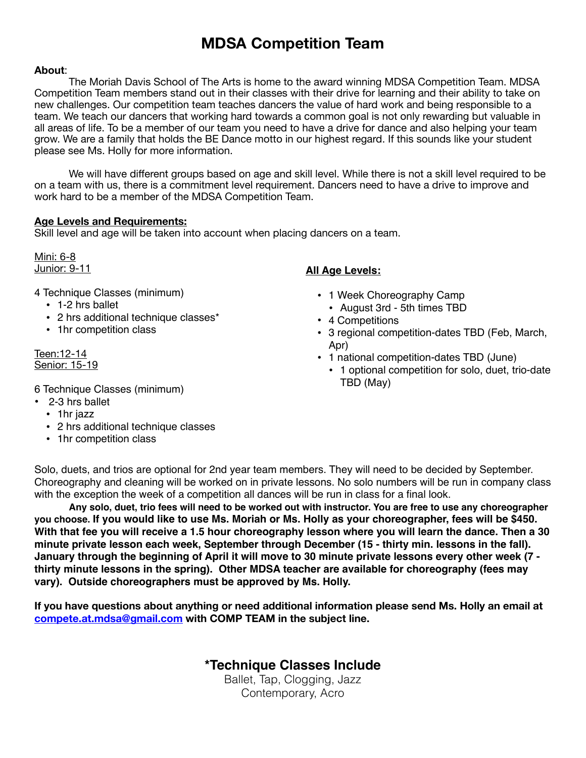# MDSA Competition Team

**About**:

The Moriah Davis School of The Arts is home to the award winning MDSA Competition Team. MDSA Competition Team members stand out in their classes with their drive for learning and their ability to take on new challenges. Our competition team teaches dancers the value of hard work and being responsible to a team. We teach our dancers that working hard towards a common goal is not only rewarding but valuable in all areas of life. To be a member of our team you need to have a drive for dance and also helping your team grow. We are a family that holds the BE Dance motto in our highest regard. If this sounds like your student please see Ms. Holly for more information.

We will have different groups based on age and skill level. While there is not a skill level required to be on a team with us, there is a commitment level requirement. Dancers need to have a drive to improve and work hard to be a member of the MDSA Competition Team.

**Age Levels and Requirements:**

Skill level and age will be taken into account when placing dancers on a team.

Mini: 6-8
Junior: 9-11

4 Technique Classes (minimum)

- 1-2 hrs ballet
- 2 hrs additional technique classes*
- 1hr competition class

Teen:12-14
Senior: 15-19

6 Technique Classes (minimum)

- 2-3 hrs ballet
- 1hr jazz
- 2 hrs additional technique classes
- 1hr competition class

**All Age Levels:**

- 1 Week Choreography Camp
  - August 3rd - 5th times TBD
- 4 Competitions
- 3 regional competition-dates TBD (Feb, March, Apr)
- 1 national competition-dates TBD (June)
  - 1 optional competition for solo, duet, trio-date TBD (May)

Solo, duets, and trios are optional for 2nd year team members. They will need to be decided by September. Choreography and cleaning will be worked on in private lessons. No solo numbers will be run in company class with the exception the week of a competition all dances will be run in class for a final look.

**Any solo, duet, trio fees will need to be worked out with instructor. You are free to use any choreographer you choose. If you would like to use Ms. Moriah or Ms. Holly as your choreographer, fees will be $450. With that fee you will receive a 1.5 hour choreography lesson where you will learn the dance. Then a 30 minute private lesson each week, September through December (15 - thirty min. lessons in the fall). January through the beginning of April it will move to 30 minute private lessons every other week (7 - thirty minute lessons in the spring). Other MDSA teacher are available for choreography (fees may vary). Outside choreographers must be approved by Ms. Holly.**

**If you have questions about anything or need additional information please send Ms. Holly an email at [compete.at.mdsa@gmail.com](mailto:compete.at.mdsa@gmail.com) with COMP TEAM in the subject line.**

## *Technique Classes Include

Ballet, Tap, Clogging, Jazz
Contemporary, Acro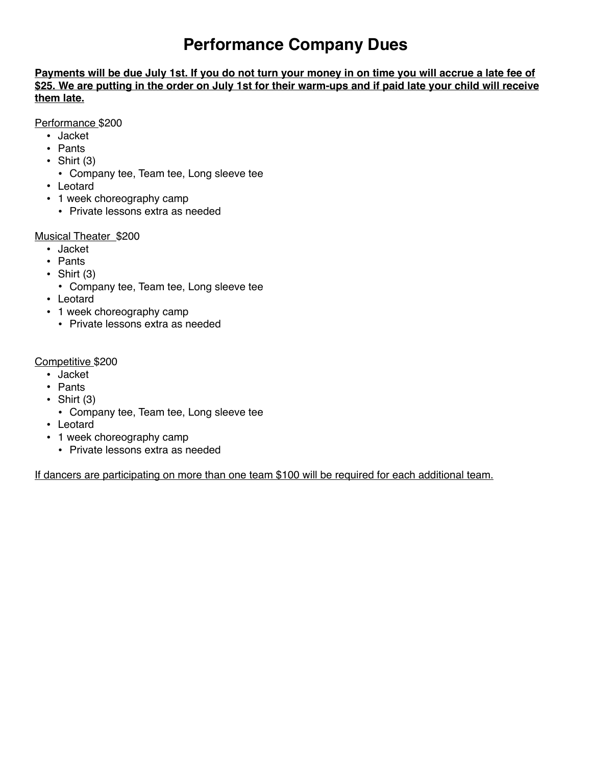# Performance Company Dues

**<u>Payments will be due July 1st. If you do not turn your money in on time you will accrue a late fee of $25. We are putting in the order on July 1st for their warm-ups and if paid late your child will receive them late.</u>**

<u>Performance</u> $200

- Jacket
- Pants
- Shirt (3)
  - Company tee, Team tee, Long sleeve tee
- Leotard
- 1 week choreography camp
  - Private lessons extra as needed

<u>Musical Theater</u> $200

- Jacket
- Pants
- Shirt (3)
  - Company tee, Team tee, Long sleeve tee
- Leotard
- 1 week choreography camp
  - Private lessons extra as needed

<u>Competitive</u> $200

- Jacket
- Pants
- Shirt (3)
  - Company tee, Team tee, Long sleeve tee
- Leotard
- 1 week choreography camp
  - Private lessons extra as needed

<u>If dancers are participating on more than one team $100 will be required for each additional team.</u>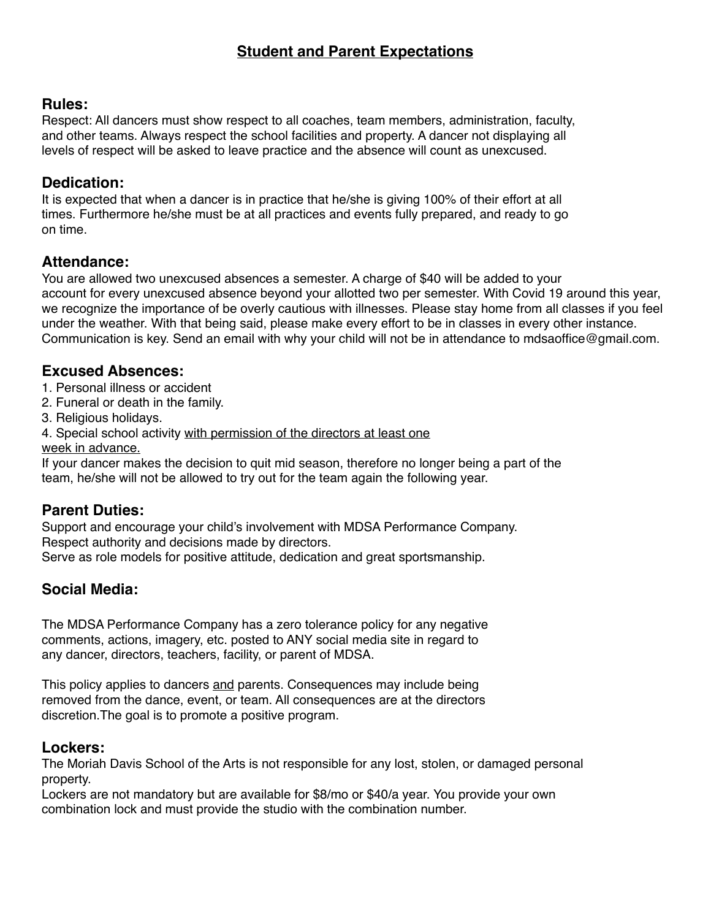# Student and Parent Expectations

## Rules:

Respect: All dancers must show respect to all coaches, team members, administration, faculty, and other teams. Always respect the school facilities and property. A dancer not displaying all levels of respect will be asked to leave practice and the absence will count as unexcused.

## Dedication:

It is expected that when a dancer is in practice that he/she is giving 100% of their effort at all times. Furthermore he/she must be at all practices and events fully prepared, and ready to go on time.

## Attendance:

You are allowed two unexcused absences a semester. A charge of $40 will be added to your account for every unexcused absence beyond your allotted two per semester. With Covid 19 around this year, we recognize the importance of be overly cautious with illnesses. Please stay home from all classes if you feel under the weather. With that being said, please make every effort to be in classes in every other instance. Communication is key. Send an email with why your child will not be in attendance to mdsaoffice@gmail.com.

## Excused Absences:

1. Personal illness or accident
2. Funeral or death in the family.
3. Religious holidays.
4. Special school activity <u>with permission of the directors at least one week in advance.</u>

If your dancer makes the decision to quit mid season, therefore no longer being a part of the team, he/she will not be allowed to try out for the team again the following year.

## Parent Duties:

Support and encourage your child's involvement with MDSA Performance Company.
Respect authority and decisions made by directors.
Serve as role models for positive attitude, dedication and great sportsmanship.

## Social Media:

The MDSA Performance Company has a zero tolerance policy for any negative comments, actions, imagery, etc. posted to ANY social media site in regard to any dancer, directors, teachers, facility, or parent of MDSA.

This policy applies to dancers <u>and</u> parents. Consequences may include being removed from the dance, event, or team. All consequences are at the directors discretion.The goal is to promote a positive program.

## Lockers:

The Moriah Davis School of the Arts is not responsible for any lost, stolen, or damaged personal property.
Lockers are not mandatory but are available for $8/mo or $40/a year. You provide your own combination lock and must provide the studio with the combination number.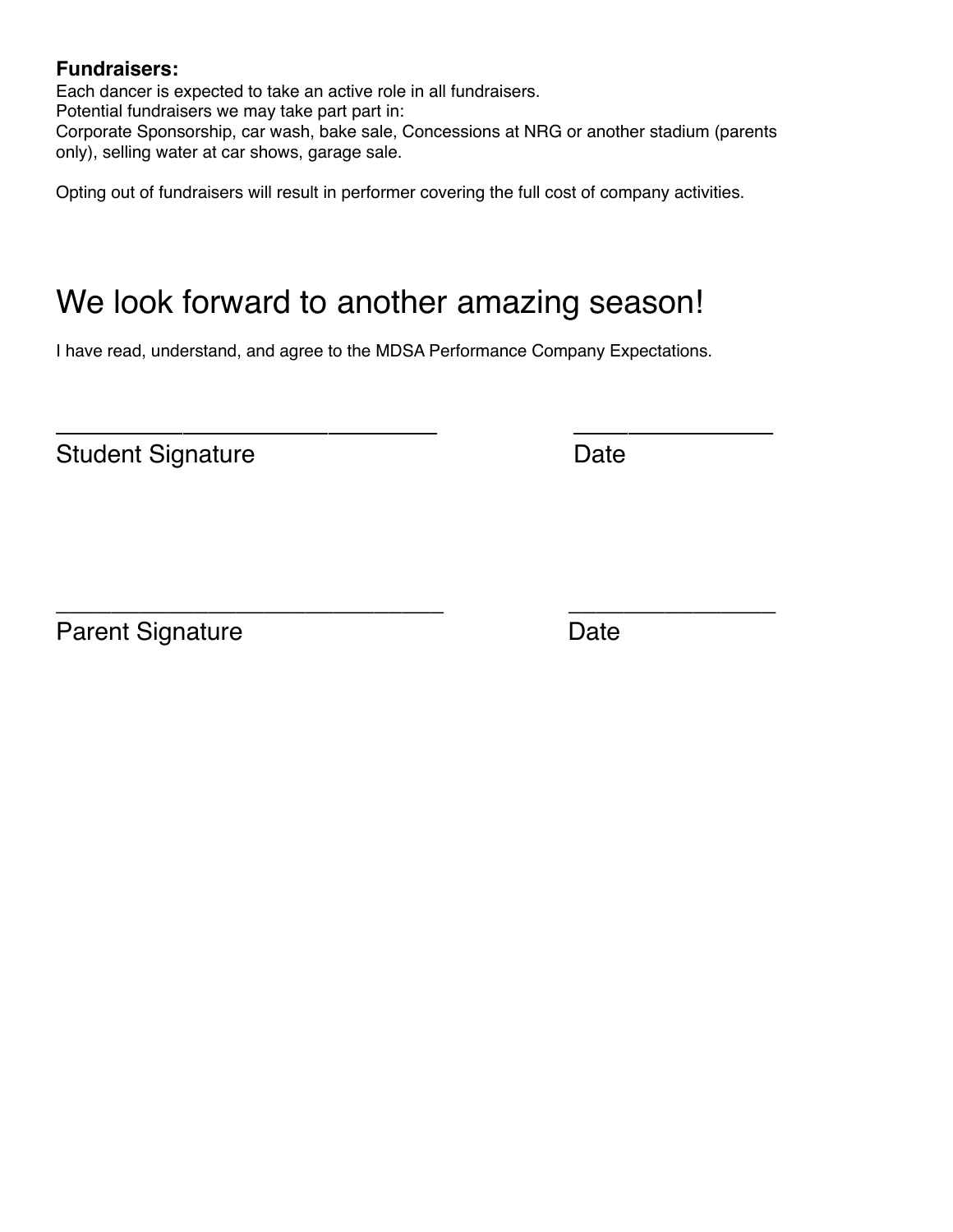**Fundraisers:**

Each dancer is expected to take an active role in all fundraisers.
Potential fundraisers we may take part part in:
Corporate Sponsorship, car wash, bake sale, Concessions at NRG or another stadium (parents only), selling water at car shows, garage sale.

Opting out of fundraisers will result in performer covering the full cost of company activities.

# We look forward to another amazing season!

I have read, understand, and agree to the MDSA Performance Company Expectations.

______________________________ ________________
Student Signature Date

______________________________ ________________
Parent Signature Date